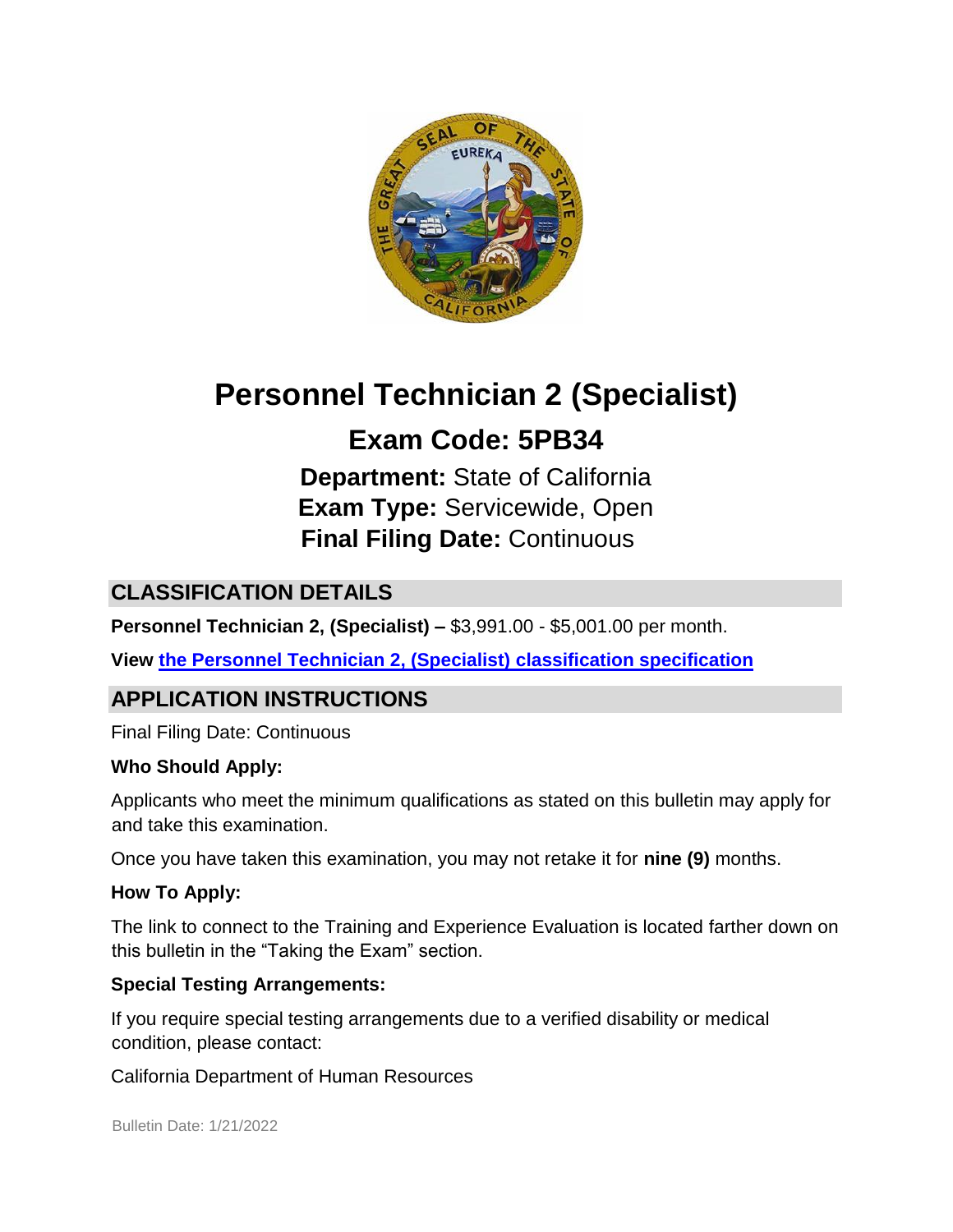# Personnel Technician 2 (Specialist)

## Exam Code: 5PB34

**Department:** State of California
**Exam Type:** Servicewide, Open
**Final Filing Date:** Continuous

## CLASSIFICATION DETAILS

**Personnel Technician 2, (Specialist) –** $3,991.00 - $5,001.00 per month.

**View [the Personnel Technician 2, (Specialist) classification specification]()**

## APPLICATION INSTRUCTIONS

Final Filing Date: Continuous

### Who Should Apply:

Applicants who meet the minimum qualifications as stated on this bulletin may apply for and take this examination.

Once you have taken this examination, you may not retake it for **nine (9)** months.

### How To Apply:

The link to connect to the Training and Experience Evaluation is located farther down on this bulletin in the "Taking the Exam" section.

### Special Testing Arrangements:

If you require special testing arrangements due to a verified disability or medical condition, please contact:

California Department of Human Resources

Bulletin Date: 1/21/2022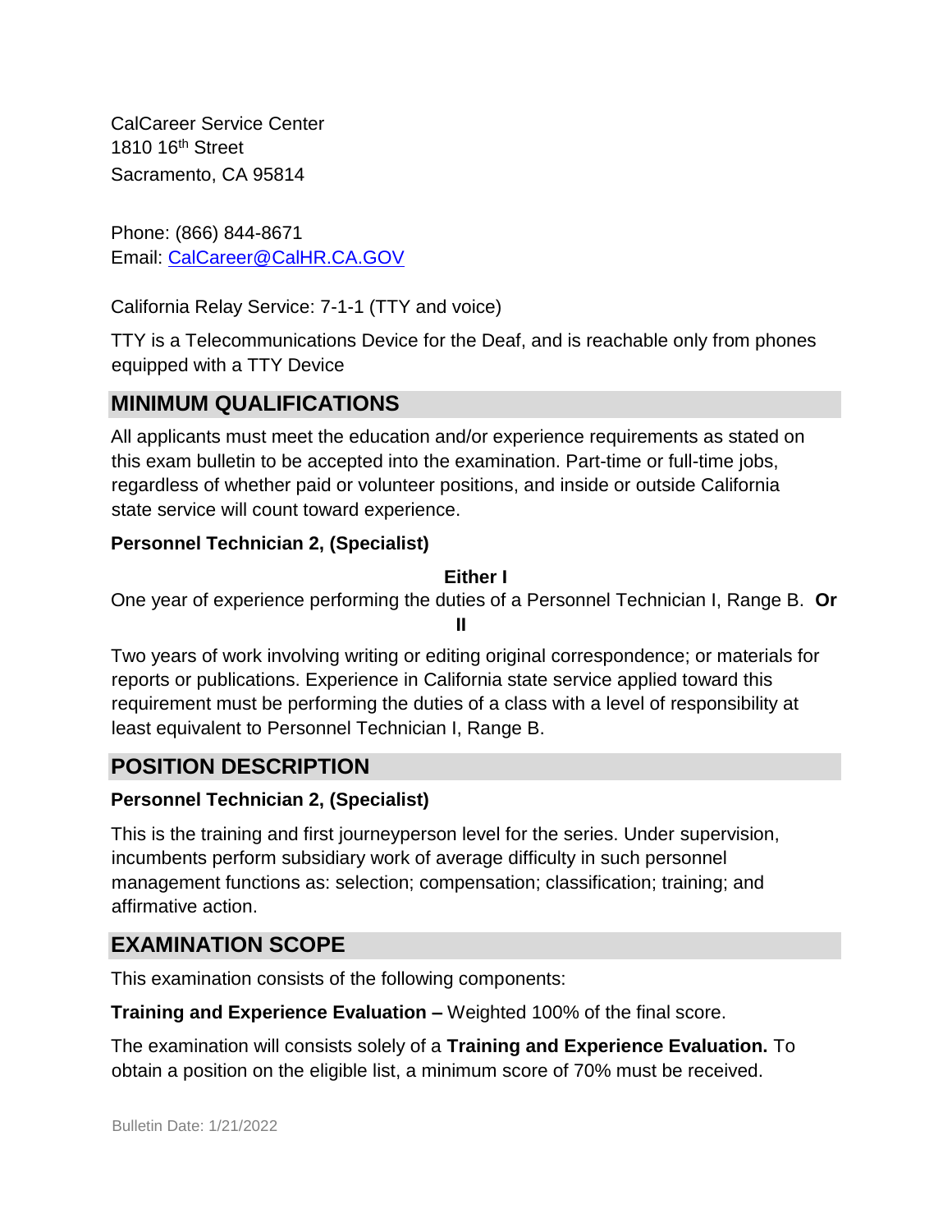CalCareer Service Center
1810 16th Street
Sacramento, CA 95814

Phone: (866) 844-8671
Email: [CalCareer@CalHR.CA.GOV](mailto:CalCareer@CalHR.CA.GOV)

California Relay Service: 7-1-1 (TTY and voice)

TTY is a Telecommunications Device for the Deaf, and is reachable only from phones equipped with a TTY Device

## MINIMUM QUALIFICATIONS

All applicants must meet the education and/or experience requirements as stated on this exam bulletin to be accepted into the examination. Part-time or full-time jobs, regardless of whether paid or volunteer positions, and inside or outside California state service will count toward experience.

**Personnel Technician 2, (Specialist)**

**Either I**

One year of experience performing the duties of a Personnel Technician I, Range B. **Or**

**II**

Two years of work involving writing or editing original correspondence; or materials for reports or publications. Experience in California state service applied toward this requirement must be performing the duties of a class with a level of responsibility at least equivalent to Personnel Technician I, Range B.

## POSITION DESCRIPTION

**Personnel Technician 2, (Specialist)**

This is the training and first journeyperson level for the series. Under supervision, incumbents perform subsidiary work of average difficulty in such personnel management functions as: selection; compensation; classification; training; and affirmative action.

## EXAMINATION SCOPE

This examination consists of the following components:

**Training and Experience Evaluation –** Weighted 100% of the final score.

The examination will consists solely of a **Training and Experience Evaluation.** To obtain a position on the eligible list, a minimum score of 70% must be received.

Bulletin Date: 1/21/2022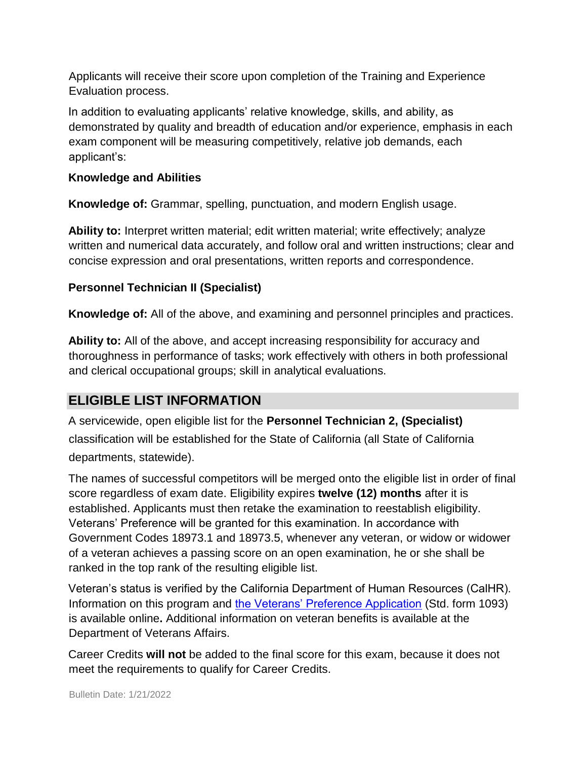Applicants will receive their score upon completion of the Training and Experience Evaluation process.

In addition to evaluating applicants' relative knowledge, skills, and ability, as demonstrated by quality and breadth of education and/or experience, emphasis in each exam component will be measuring competitively, relative job demands, each applicant's:

### Knowledge and Abilities

**Knowledge of:** Grammar, spelling, punctuation, and modern English usage.

**Ability to:** Interpret written material; edit written material; write effectively; analyze written and numerical data accurately, and follow oral and written instructions; clear and concise expression and oral presentations, written reports and correspondence.

### Personnel Technician II (Specialist)

**Knowledge of:** All of the above, and examining and personnel principles and practices.

**Ability to:** All of the above, and accept increasing responsibility for accuracy and thoroughness in performance of tasks; work effectively with others in both professional and clerical occupational groups; skill in analytical evaluations.

## ELIGIBLE LIST INFORMATION

A servicewide, open eligible list for the **Personnel Technician 2, (Specialist)** classification will be established for the State of California (all State of California departments, statewide).

The names of successful competitors will be merged onto the eligible list in order of final score regardless of exam date. Eligibility expires **twelve (12) months** after it is established. Applicants must then retake the examination to reestablish eligibility. Veterans' Preference will be granted for this examination. In accordance with Government Codes 18973.1 and 18973.5, whenever any veteran, or widow or widower of a veteran achieves a passing score on an open examination, he or she shall be ranked in the top rank of the resulting eligible list.

Veteran's status is verified by the California Department of Human Resources (CalHR). Information on this program and the Veterans' Preference Application (Std. form 1093) is available online**.** Additional information on veteran benefits is available at the Department of Veterans Affairs.

Career Credits **will not** be added to the final score for this exam, because it does not meet the requirements to qualify for Career Credits.

Bulletin Date: 1/21/2022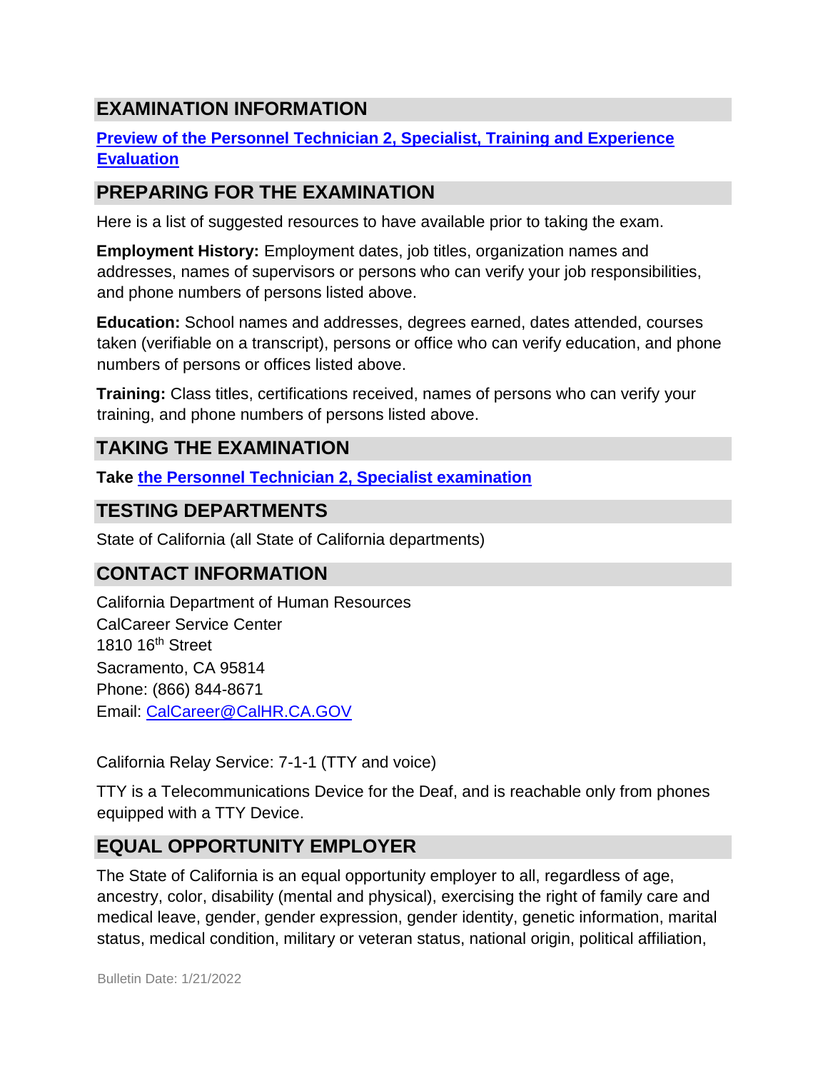## EXAMINATION INFORMATION

[Preview of the Personnel Technician 2, Specialist, Training and Experience Evaluation]

## PREPARING FOR THE EXAMINATION

Here is a list of suggested resources to have available prior to taking the exam.

**Employment History:** Employment dates, job titles, organization names and addresses, names of supervisors or persons who can verify your job responsibilities, and phone numbers of persons listed above.

**Education:** School names and addresses, degrees earned, dates attended, courses taken (verifiable on a transcript), persons or office who can verify education, and phone numbers of persons or offices listed above.

**Training:** Class titles, certifications received, names of persons who can verify your training, and phone numbers of persons listed above.

## TAKING THE EXAMINATION

**Take** [the Personnel Technician 2, Specialist examination]

## TESTING DEPARTMENTS

State of California (all State of California departments)

## CONTACT INFORMATION

California Department of Human Resources
CalCareer Service Center
1810 16th Street
Sacramento, CA 95814
Phone: (866) 844-8671
Email: CalCareer@CalHR.CA.GOV

California Relay Service: 7-1-1 (TTY and voice)

TTY is a Telecommunications Device for the Deaf, and is reachable only from phones equipped with a TTY Device.

## EQUAL OPPORTUNITY EMPLOYER

The State of California is an equal opportunity employer to all, regardless of age, ancestry, color, disability (mental and physical), exercising the right of family care and medical leave, gender, gender expression, gender identity, genetic information, marital status, medical condition, military or veteran status, national origin, political affiliation,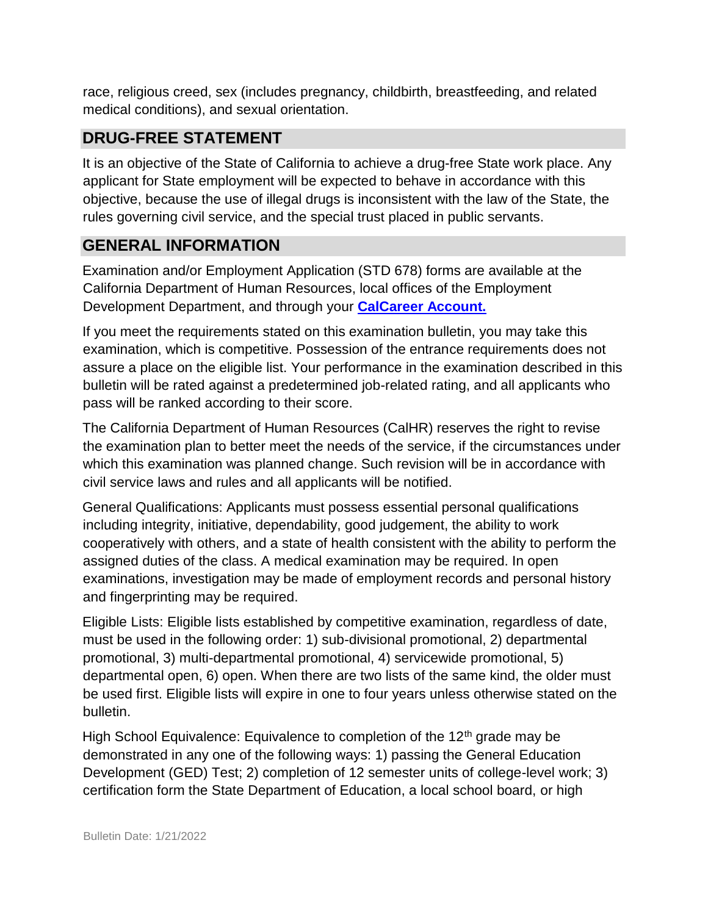race, religious creed, sex (includes pregnancy, childbirth, breastfeeding, and related medical conditions), and sexual orientation.

## DRUG-FREE STATEMENT

It is an objective of the State of California to achieve a drug-free State work place. Any applicant for State employment will be expected to behave in accordance with this objective, because the use of illegal drugs is inconsistent with the law of the State, the rules governing civil service, and the special trust placed in public servants.

## GENERAL INFORMATION

Examination and/or Employment Application (STD 678) forms are available at the California Department of Human Resources, local offices of the Employment Development Department, and through your **CalCareer Account.**

If you meet the requirements stated on this examination bulletin, you may take this examination, which is competitive. Possession of the entrance requirements does not assure a place on the eligible list. Your performance in the examination described in this bulletin will be rated against a predetermined job-related rating, and all applicants who pass will be ranked according to their score.

The California Department of Human Resources (CalHR) reserves the right to revise the examination plan to better meet the needs of the service, if the circumstances under which this examination was planned change. Such revision will be in accordance with civil service laws and rules and all applicants will be notified.

General Qualifications: Applicants must possess essential personal qualifications including integrity, initiative, dependability, good judgement, the ability to work cooperatively with others, and a state of health consistent with the ability to perform the assigned duties of the class. A medical examination may be required. In open examinations, investigation may be made of employment records and personal history and fingerprinting may be required.

Eligible Lists: Eligible lists established by competitive examination, regardless of date, must be used in the following order: 1) sub-divisional promotional, 2) departmental promotional, 3) multi-departmental promotional, 4) servicewide promotional, 5) departmental open, 6) open. When there are two lists of the same kind, the older must be used first. Eligible lists will expire in one to four years unless otherwise stated on the bulletin.

High School Equivalence: Equivalence to completion of the 12th grade may be demonstrated in any one of the following ways: 1) passing the General Education Development (GED) Test; 2) completion of 12 semester units of college-level work; 3) certification form the State Department of Education, a local school board, or high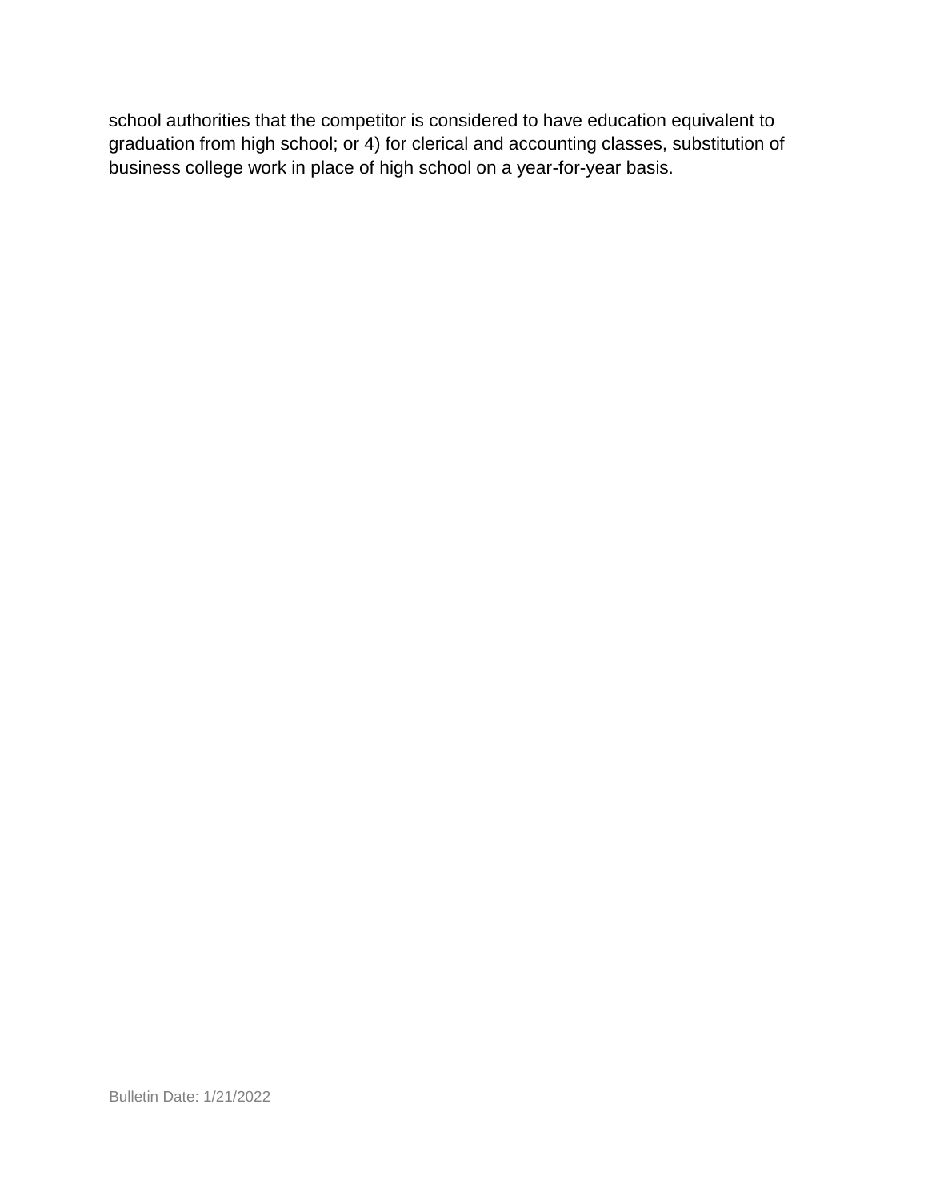school authorities that the competitor is considered to have education equivalent to graduation from high school; or 4) for clerical and accounting classes, substitution of business college work in place of high school on a year-for-year basis.